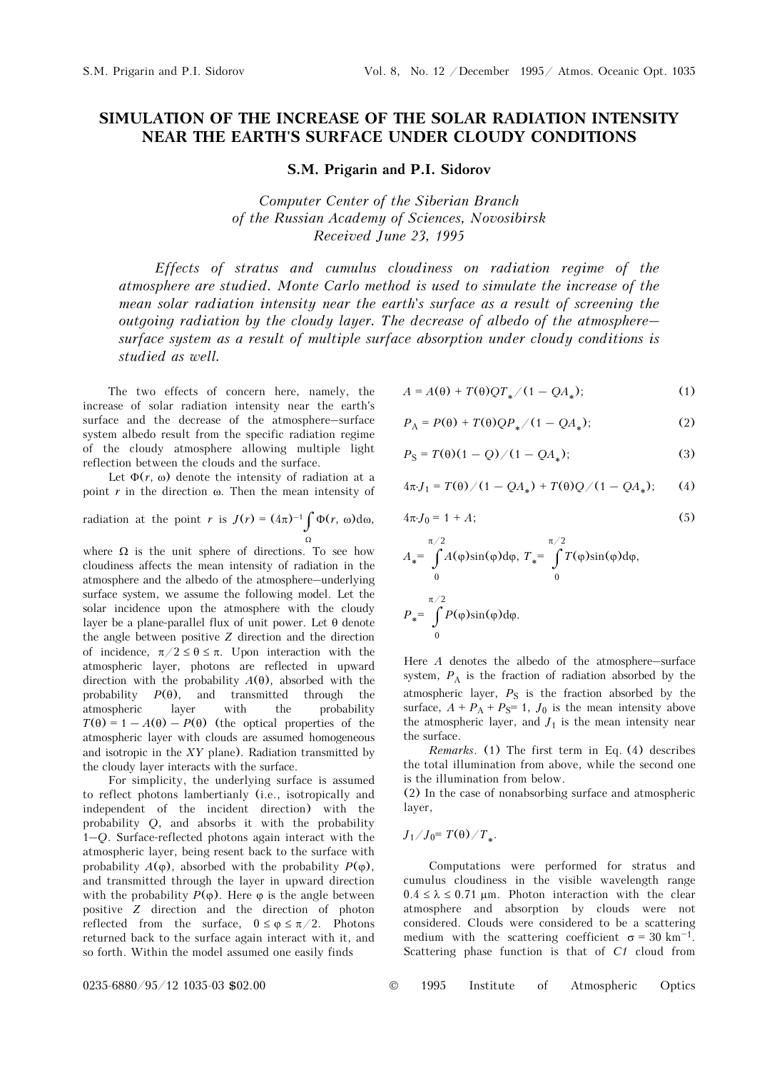# SIMULATION OF THE INCREASE OF THE SOLAR RADIATION INTENSITY NEAR THE EARTH'S SURFACE UNDER CLOUDY CONDITIONS

**S.M. Prigarin and P.I. Sidorov**

*Computer Center of the Siberian Branch of the Russian Academy of Sciences, Novosibirsk*
*Received June 23, 1995*

*Effects of stratus and cumulus cloudiness on radiation regime of the atmosphere are studied. Monte Carlo method is used to simulate the increase of the mean solar radiation intensity near the earth's surface as a result of screening the outgoing radiation by the cloudy layer. The decrease of albedo of the atmosphere–surface system as a result of multiple surface absorption under cloudy conditions is studied as well.*

The two effects of concern here, namely, the increase of solar radiation intensity near the earth's surface and the decrease of the atmosphere–surface system albedo result from the specific radiation regime of the cloudy atmosphere allowing multiple light reflection between the clouds and the surface.

Let $\Phi(r, \omega)$ denote the intensity of radiation at a point $r$ in the direction $\omega$. Then the mean intensity of radiation at the point $r$ is $J(r) = (4\pi)^{-1}\int\limits_{\Omega}\Phi(r, \omega)\mathrm{d}\omega$, where $\Omega$ is the unit sphere of directions. To see how cloudiness affects the mean intensity of radiation in the atmosphere and the albedo of the atmosphere–underlying surface system, we assume the following model. Let the solar incidence upon the atmosphere with the cloudy layer be a plane-parallel flux of unit power. Let $\theta$ denote the angle between positive $Z$ direction and the direction of incidence, $\pi/2 \le \theta \le \pi$. Upon interaction with the atmospheric layer, photons are reflected in upward direction with the probability $A(\theta)$, absorbed with the probability $P(\theta)$, and transmitted through the atmospheric layer with the probability $T(\theta) = 1 - A(\theta) - P(\theta)$ (the optical properties of the atmospheric layer with clouds are assumed homogeneous and isotropic in the $XY$ plane). Radiation transmitted by the cloudy layer interacts with the surface.

For simplicity, the underlying surface is assumed to reflect photons lambertianly (i.e., isotropically and independent of the incident direction) with the probability $Q$, and absorbs it with the probability $1-Q$. Surface-reflected photons again interact with the atmospheric layer, being resent back to the surface with probability $A(\varphi)$, absorbed with the probability $P(\varphi)$, and transmitted through the layer in upward direction with the probability $P(\varphi)$. Here $\varphi$ is the angle between positive $Z$ direction and the direction of photon reflected from the surface, $0 \le \varphi \le \pi/2$. Photons returned back to the surface again interact with it, and so forth. Within the model assumed one easily finds

$$A = A(\theta) + T(\theta)QT_*/(1 - QA_*); \tag{1}$$

$$P_\mathrm{A} = P(\theta) + T(\theta)QP_*/(1 - QA_*); \tag{2}$$

$$P_\mathrm{S} = T(\theta)(1 - Q)/(1 - QA_*); \tag{3}$$

$$4\pi \cdot J_1 = T(\theta)/(1 - QA_*) + T(\theta)Q/(1 - QA_*); \tag{4}$$

$$4\pi \cdot J_0 = 1 + A; \tag{5}$$

$$A_* = \int\limits_0^{\pi/2} A(\varphi)\sin(\varphi)\mathrm{d}\varphi,\ T_* = \int\limits_0^{\pi/2} T(\varphi)\sin(\varphi)\mathrm{d}\varphi,$$

$$P_* = \int\limits_0^{\pi/2} P(\varphi)\sin(\varphi)\mathrm{d}\varphi.$$

Here $A$ denotes the albedo of the atmosphere–surface system, $P_\mathrm{A}$ is the fraction of radiation absorbed by the atmospheric layer, $P_\mathrm{S}$ is the fraction absorbed by the surface, $A + P_\mathrm{A} + P_\mathrm{S} = 1$, $J_0$ is the mean intensity above the atmospheric layer, and $J_1$ is the mean intensity near the surface.

*Remarks*. (1) The first term in Eq. (4) describes the total illumination from above, while the second one is the illumination from below.

(2) In the case of nonabsorbing surface and atmospheric layer,

$$J_1/J_0 = T(\theta)/T_*.$$

Computations were performed for stratus and cumulus cloudiness in the visible wavelength range $0.4 \le \lambda \le 0.71$ μm. Photon interaction with the clear atmosphere and absorption by clouds were not considered. Clouds were considered to be a scattering medium with the scattering coefficient $\sigma = 30$ km$^{-1}$. Scattering phase function is that of *C1* cloud from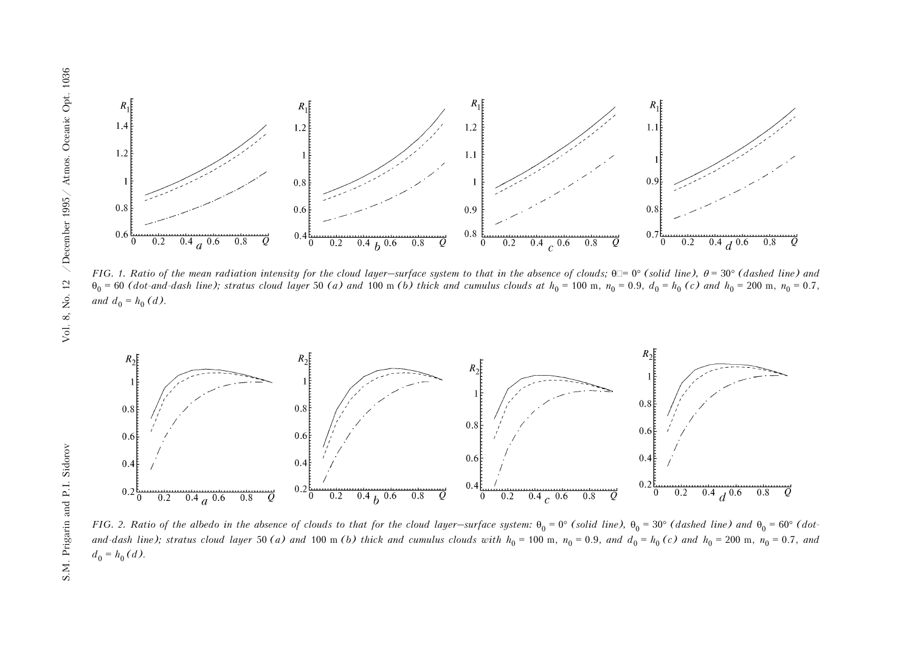FIG. 1. *Ratio of the mean radiation intensity for the cloud layer–surface system to that in the absence of clouds;* $\theta_0 = 0°$ *(solid line),* $\theta = 30°$ *(dashed line) and* $\theta_0 = 60$ *(dot-and-dash line); stratus cloud layer 50 (a) and 100 m (b) thick and cumulus clouds at* $h_0 = 100$ m, $n_0 = 0.9$, $d_0 = h_0$ *(c) and* $h_0 = 200$ m, $n_0 = 0.7$, *and* $d_0 = h_0$ *(d).*

FIG. 2. *Ratio of the albedo in the absence of clouds to that for the cloud layer–surface system:* $\theta_0 = 0°$ *(solid line),* $\theta_0 = 30°$ *(dashed line) and* $\theta_0 = 60°$ *(dot-and-dash line); stratus cloud layer 50 (a) and 100 m (b) thick and cumulus clouds with* $h_0 = 100$ m, $n_0 = 0.9$, *and* $d_0 = h_0$ *(c) and* $h_0 = 200$ m, $n_0 = 0.7$, *and* $d_0 = h_0$ *(d).*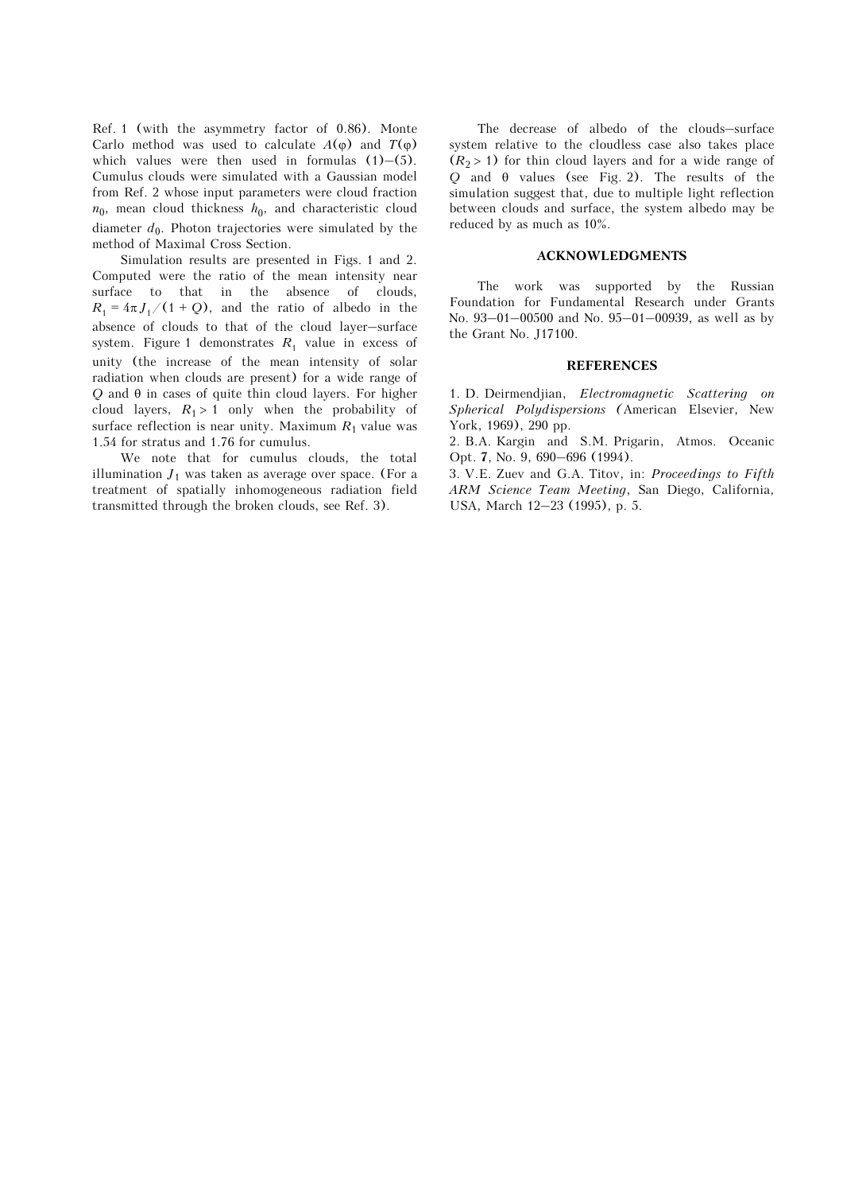Ref. 1 (with the asymmetry factor of 0.86). Monte Carlo method was used to calculate $A(\varphi)$ and $T(\varphi)$ which values were then used in formulas (1)–(5). Cumulus clouds were simulated with a Gaussian model from Ref. 2 whose input parameters were cloud fraction $n_0$, mean cloud thickness $h_0$, and characteristic cloud diameter $d_0$. Photon trajectories were simulated by the method of Maximal Cross Section.

Simulation results are presented in Figs. 1 and 2. Computed were the ratio of the mean intensity near surface to that in the absence of clouds, $R_1 = 4\pi J_1/(1 + Q)$, and the ratio of albedo in the absence of clouds to that of the cloud layer–surface system. Figure 1 demonstrates $R_1$ value in excess of unity (the increase of the mean intensity of solar radiation when clouds are present) for a wide range of $Q$ and $\theta$ in cases of quite thin cloud layers. For higher cloud layers, $R_1 > 1$ only when the probability of surface reflection is near unity. Maximum $R_1$ value was 1.54 for stratus and 1.76 for cumulus.

We note that for cumulus clouds, the total illumination $J_1$ was taken as average over space. (For a treatment of spatially inhomogeneous radiation field transmitted through the broken clouds, see Ref. 3).

The decrease of albedo of the clouds–surface system relative to the cloudless case also takes place ($R_2 > 1$) for thin cloud layers and for a wide range of $Q$ and $\theta$ values (see Fig. 2). The results of the simulation suggest that, due to multiple light reflection between clouds and surface, the system albedo may be reduced by as much as 10%.

## ACKNOWLEDGMENTS

The work was supported by the Russian Foundation for Fundamental Research under Grants No. 93–01–00500 and No. 95–01–00939, as well as by the Grant No. J17100.

## REFERENCES

1. D. Deirmendjian, *Electromagnetic Scattering on Spherical Polydispersions (*American Elsevier, New York, 1969), 290 pp.
2. B.A. Kargin and S.M. Prigarin, Atmos. Oceanic Opt. **7**, No. 9, 690–696 (1994).
3. V.E. Zuev and G.A. Titov, in: *Proceedings to Fifth ARM Science Team Meeting*, San Diego, California, USA, March 12–23 (1995), p. 5.